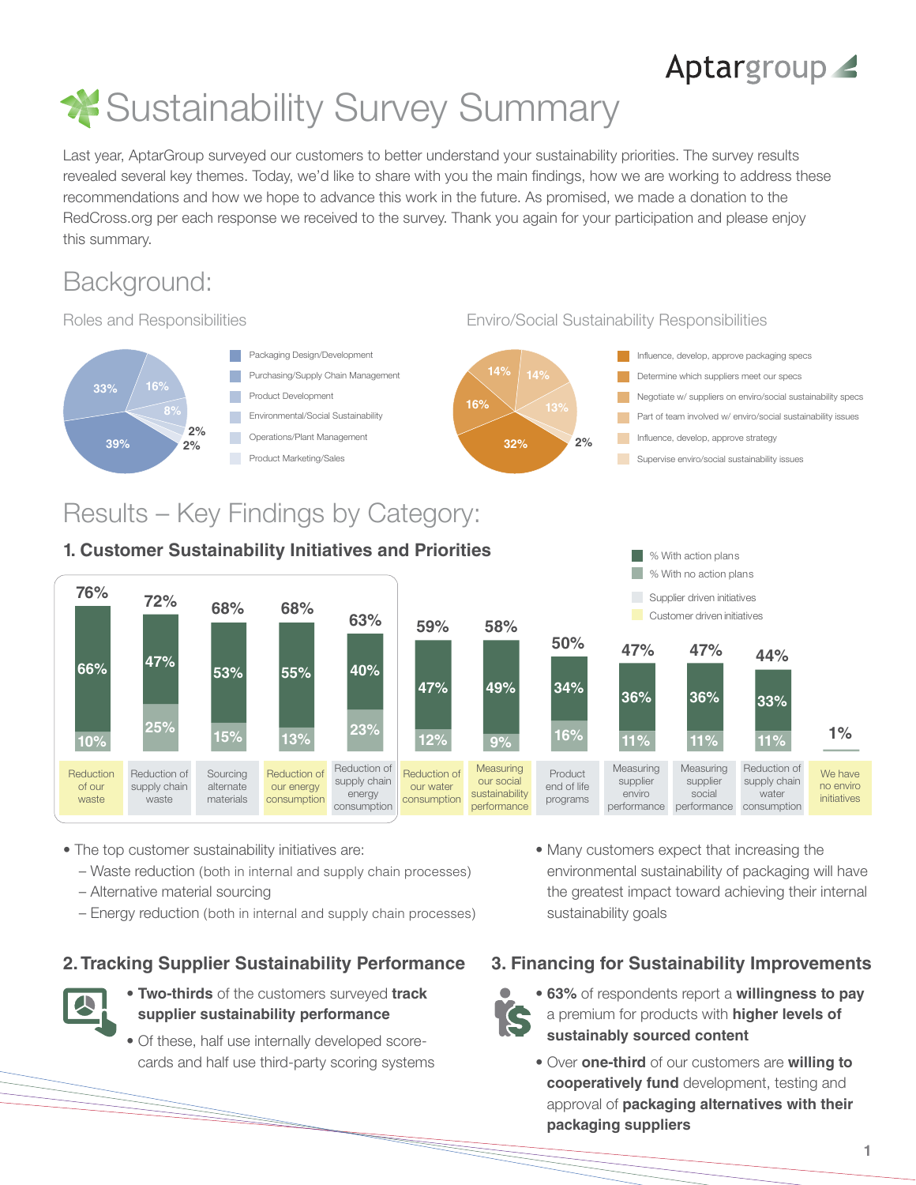Aptargroup

# Sustainability Survey Summary

Last year, AptarGroup surveyed our customers to better understand your sustainability priorities. The survey results revealed several key themes. Today, we'd like to share with you the main findings, how we are working to address these recommendations and how we hope to advance this work in the future. As promised, we made a donation to the RedCross.org per each response we received to the survey. Thank you again for your participation and please enjoy this summary.

## Background:

### Roles and Responsibilities

33%
16%
8%
2%
2%
39%

Packaging Design/Development
Purchasing/Supply Chain Management
Product Development
Environmental/Social Sustainability
Operations/Plant Management
Product Marketing/Sales

### Enviro/Social Sustainability Responsibilities

14%
14%
16%
13%
32%
2%

Influence, develop, approve packaging specs
Determine which suppliers meet our specs
Negotiate w/ suppliers on enviro/social sustainability specs
Part of team involved w/ enviro/social sustainability issues
Influence, develop, approve strategy
Supervise enviro/social sustainability issues

## Results – Key Findings by Category:

### 1. Customer Sustainability Initiatives and Priorities

% With action plans
% With no action plans
Supplier driven initiatives
Customer driven initiatives

Reduction of our waste: 76%, 66%, 10%
Reduction of supply chain waste: 72%, 47%, 25%
Sourcing alternate materials: 68%, 53%, 15%
Reduction of our energy consumption: 68%, 55%, 13%
Reduction of supply chain energy consumption: 63%, 40%, 23%
Reduction of our water consumption: 59%, 47%, 12%
Measuring our social sustainability performance: 58%, 49%, 9%
Product end of life programs: 50%, 34%, 16%
Measuring supplier enviro performance: 47%, 36%, 11%
Measuring supplier social performance: 47%, 36%, 11%
Reduction of supply chain water consumption: 44%, 33%, 11%
We have no enviro initiatives: 1%

- The top customer sustainability initiatives are:
  - Waste reduction (both in internal and supply chain processes)
  - Alternative material sourcing
  - Energy reduction (both in internal and supply chain processes)
- Many customers expect that increasing the environmental sustainability of packaging will have the greatest impact toward achieving their internal sustainability goals

### 2. Tracking Supplier Sustainability Performance

- **Two-thirds** of the customers surveyed **track supplier sustainability performance**
- Of these, half use internally developed score-cards and half use third-party scoring systems

### 3. Financing for Sustainability Improvements

- **63%** of respondents report a **willingness to pay** a premium for products with **higher levels of sustainably sourced content**
- Over **one-third** of our customers are **willing to cooperatively fund** development, testing and approval of **packaging alternatives with their packaging suppliers**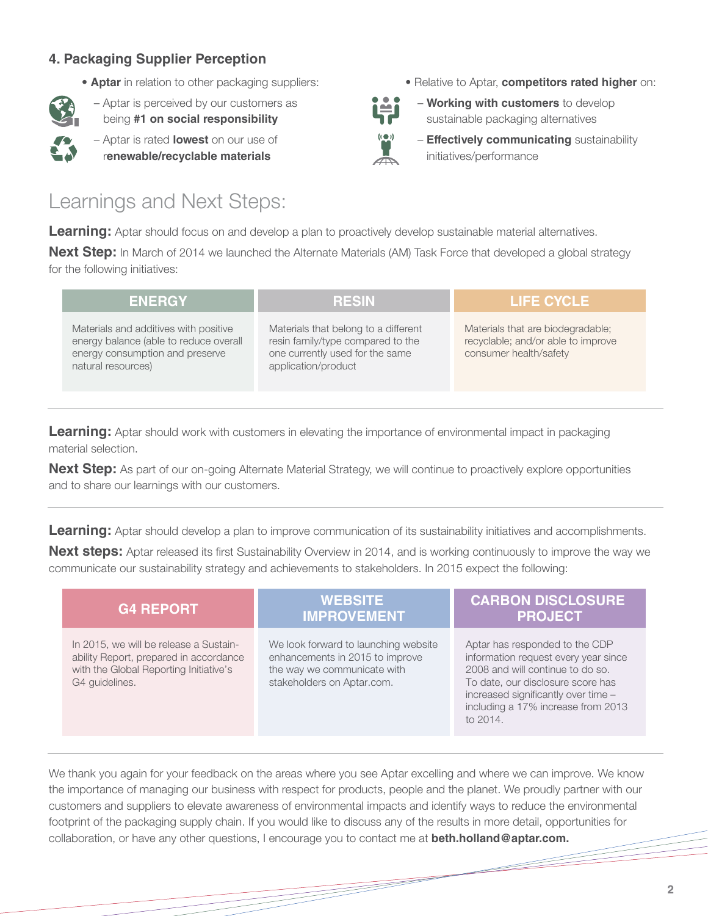### 4. Packaging Supplier Perception

- **Aptar** in relation to other packaging suppliers:
  - Aptar is perceived by our customers as being **#1 on social responsibility**
  - Aptar is rated **lowest** on our use of r**enewable/recyclable materials**
- Relative to Aptar, **competitors rated higher** on:
  - **Working with customers** to develop sustainable packaging alternatives
  - **Effectively communicating** sustainability initiatives/performance

## Learnings and Next Steps:

**Learning:** Aptar should focus on and develop a plan to proactively develop sustainable material alternatives.

**Next Step:** In March of 2014 we launched the Alternate Materials (AM) Task Force that developed a global strategy for the following initiatives:

| ENERGY | RESIN | LIFE CYCLE |
|---|---|---|
| Materials and additives with positive energy balance (able to reduce overall energy consumption and preserve natural resources) | Materials that belong to a different resin family/type compared to the one currently used for the same application/product | Materials that are biodegradable; recyclable; and/or able to improve consumer health/safety |

---

**Learning:** Aptar should work with customers in elevating the importance of environmental impact in packaging material selection.

**Next Step:** As part of our on-going Alternate Material Strategy, we will continue to proactively explore opportunities and to share our learnings with our customers.

---

**Learning:** Aptar should develop a plan to improve communication of its sustainability initiatives and accomplishments.

**Next steps:** Aptar released its first Sustainability Overview in 2014, and is working continuously to improve the way we communicate our sustainability strategy and achievements to stakeholders. In 2015 expect the following:

| G4 REPORT | WEBSITE IMPROVEMENT | CARBON DISCLOSURE PROJECT |
|---|---|---|
| In 2015, we will be release a Sustainability Report, prepared in accordance with the Global Reporting Initiative's G4 guidelines. | We look forward to launching website enhancements in 2015 to improve the way we communicate with stakeholders on Aptar.com. | Aptar has responded to the CDP information request every year since 2008 and will continue to do so. To date, our disclosure score has increased significantly over time – including a 17% increase from 2013 to 2014. |

---

We thank you again for your feedback on the areas where you see Aptar excelling and where we can improve. We know the importance of managing our business with respect for products, people and the planet. We proudly partner with our customers and suppliers to elevate awareness of environmental impacts and identify ways to reduce the environmental footprint of the packaging supply chain. If you would like to discuss any of the results in more detail, opportunities for collaboration, or have any other questions, I encourage you to contact me at **beth.holland@aptar.com.**